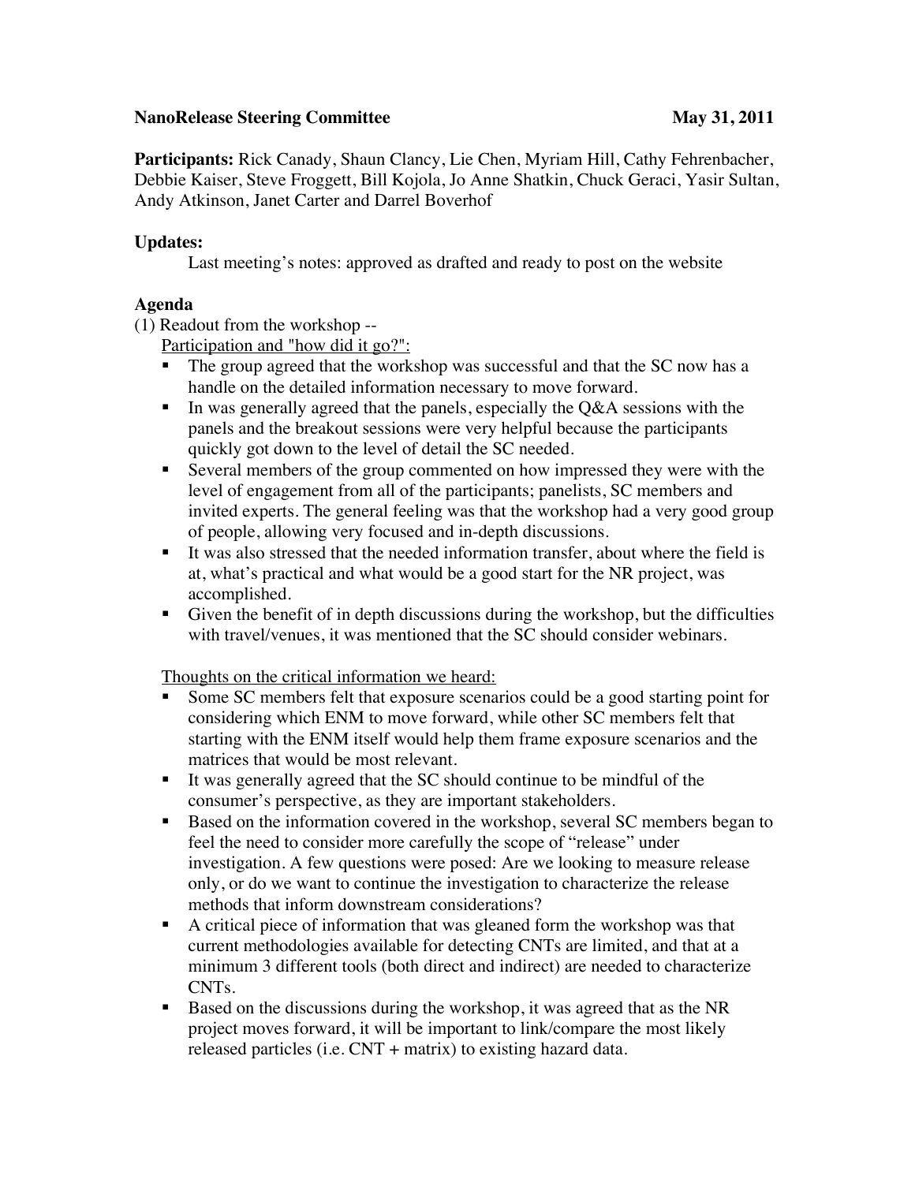**NanoRelease Steering Committee** **May 31, 2011**

**Participants:** Rick Canady, Shaun Clancy, Lie Chen, Myriam Hill, Cathy Fehrenbacher, Debbie Kaiser, Steve Froggett, Bill Kojola, Jo Anne Shatkin, Chuck Geraci, Yasir Sultan, Andy Atkinson, Janet Carter and Darrel Boverhof

**Updates:**

Last meeting's notes: approved as drafted and ready to post on the website

**Agenda**

(1) Readout from the workshop --

Participation and "how did it go?":

- The group agreed that the workshop was successful and that the SC now has a handle on the detailed information necessary to move forward.
- In was generally agreed that the panels, especially the Q&A sessions with the panels and the breakout sessions were very helpful because the participants quickly got down to the level of detail the SC needed.
- Several members of the group commented on how impressed they were with the level of engagement from all of the participants; panelists, SC members and invited experts. The general feeling was that the workshop had a very good group of people, allowing very focused and in-depth discussions.
- It was also stressed that the needed information transfer, about where the field is at, what's practical and what would be a good start for the NR project, was accomplished.
- Given the benefit of in depth discussions during the workshop, but the difficulties with travel/venues, it was mentioned that the SC should consider webinars.

Thoughts on the critical information we heard:

- Some SC members felt that exposure scenarios could be a good starting point for considering which ENM to move forward, while other SC members felt that starting with the ENM itself would help them frame exposure scenarios and the matrices that would be most relevant.
- It was generally agreed that the SC should continue to be mindful of the consumer's perspective, as they are important stakeholders.
- Based on the information covered in the workshop, several SC members began to feel the need to consider more carefully the scope of "release" under investigation. A few questions were posed: Are we looking to measure release only, or do we want to continue the investigation to characterize the release methods that inform downstream considerations?
- A critical piece of information that was gleaned form the workshop was that current methodologies available for detecting CNTs are limited, and that at a minimum 3 different tools (both direct and indirect) are needed to characterize CNTs.
- Based on the discussions during the workshop, it was agreed that as the NR project moves forward, it will be important to link/compare the most likely released particles (i.e. CNT + matrix) to existing hazard data.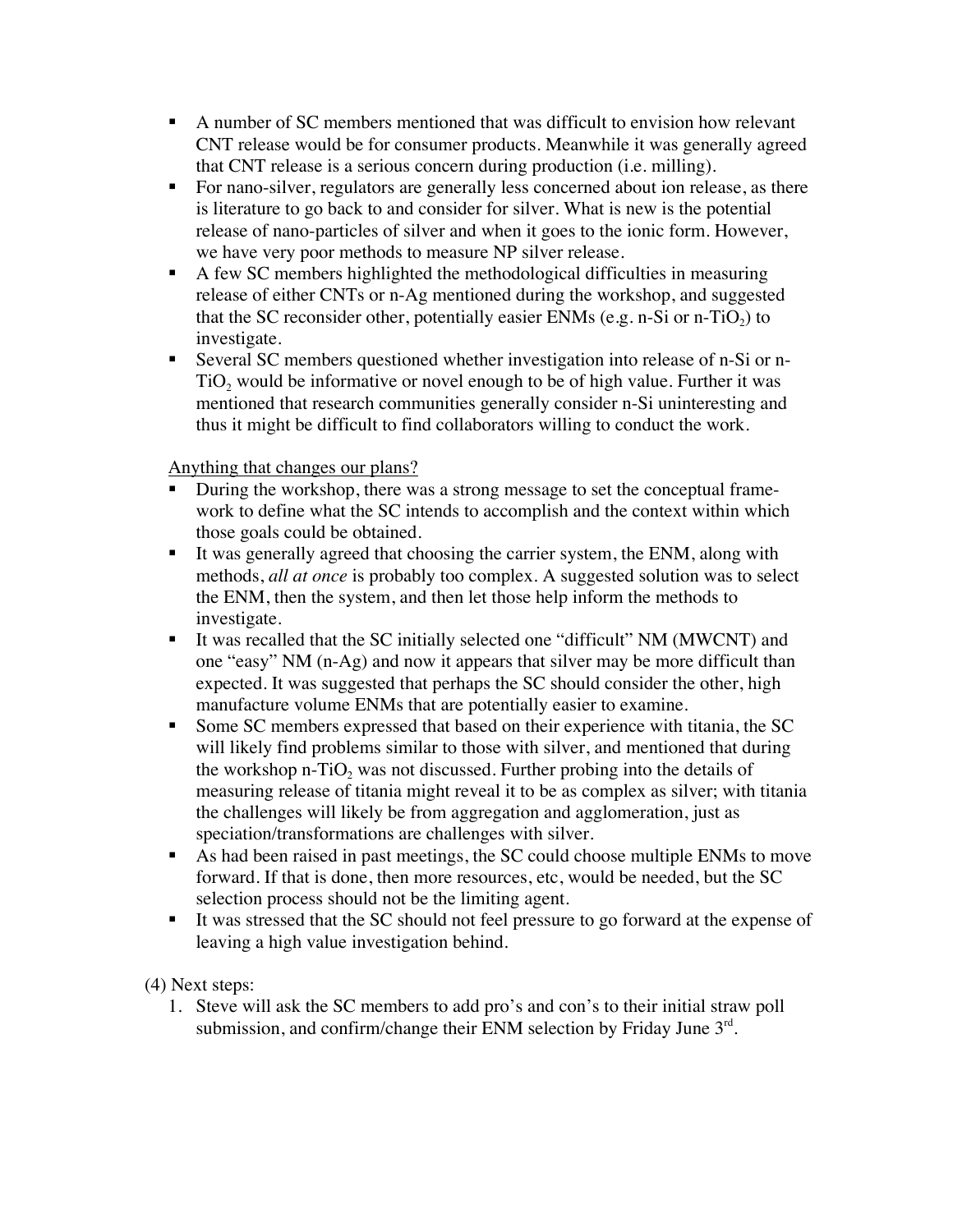- A number of SC members mentioned that was difficult to envision how relevant CNT release would be for consumer products. Meanwhile it was generally agreed that CNT release is a serious concern during production (i.e. milling).
- For nano-silver, regulators are generally less concerned about ion release, as there is literature to go back to and consider for silver. What is new is the potential release of nano-particles of silver and when it goes to the ionic form. However, we have very poor methods to measure NP silver release.
- A few SC members highlighted the methodological difficulties in measuring release of either CNTs or n-Ag mentioned during the workshop, and suggested that the SC reconsider other, potentially easier ENMs (e.g. n-Si or n-$TiO_2$) to investigate.
- Several SC members questioned whether investigation into release of n-Si or n-$TiO_2$ would be informative or novel enough to be of high value. Further it was mentioned that research communities generally consider n-Si uninteresting and thus it might be difficult to find collaborators willing to conduct the work.

Anything that changes our plans?

- During the workshop, there was a strong message to set the conceptual frame-work to define what the SC intends to accomplish and the context within which those goals could be obtained.
- It was generally agreed that choosing the carrier system, the ENM, along with methods, *all at once* is probably too complex. A suggested solution was to select the ENM, then the system, and then let those help inform the methods to investigate.
- It was recalled that the SC initially selected one "difficult" NM (MWCNT) and one "easy" NM (n-Ag) and now it appears that silver may be more difficult than expected. It was suggested that perhaps the SC should consider the other, high manufacture volume ENMs that are potentially easier to examine.
- Some SC members expressed that based on their experience with titania, the SC will likely find problems similar to those with silver, and mentioned that during the workshop n-$TiO_2$ was not discussed. Further probing into the details of measuring release of titania might reveal it to be as complex as silver; with titania the challenges will likely be from aggregation and agglomeration, just as speciation/transformations are challenges with silver.
- As had been raised in past meetings, the SC could choose multiple ENMs to move forward. If that is done, then more resources, etc, would be needed, but the SC selection process should not be the limiting agent.
- It was stressed that the SC should not feel pressure to go forward at the expense of leaving a high value investigation behind.

(4) Next steps:

1. Steve will ask the SC members to add pro's and con's to their initial straw poll submission, and confirm/change their ENM selection by Friday June 3rd.